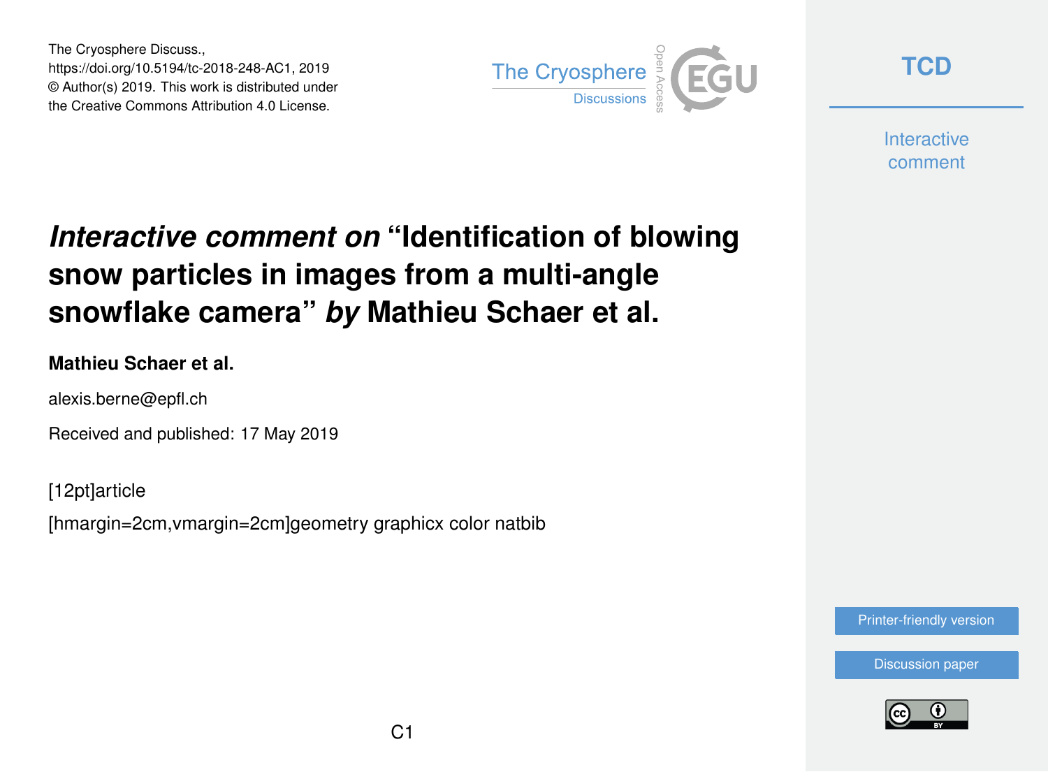The Cryosphere Discuss.,
https://doi.org/10.5194/tc-2018-248-AC1, 2019
© Author(s) 2019. This work is distributed under
the Creative Commons Attribution 4.0 License.

# *Interactive comment on* "Identification of blowing snow particles in images from a multi-angle snowflake camera" *by* Mathieu Schaer et al.

**Mathieu Schaer et al.**

alexis.berne@epfl.ch

Received and published: 17 May 2019

[12pt]article

[hmargin=2cm,vmargin=2cm]geometry graphicx color natbib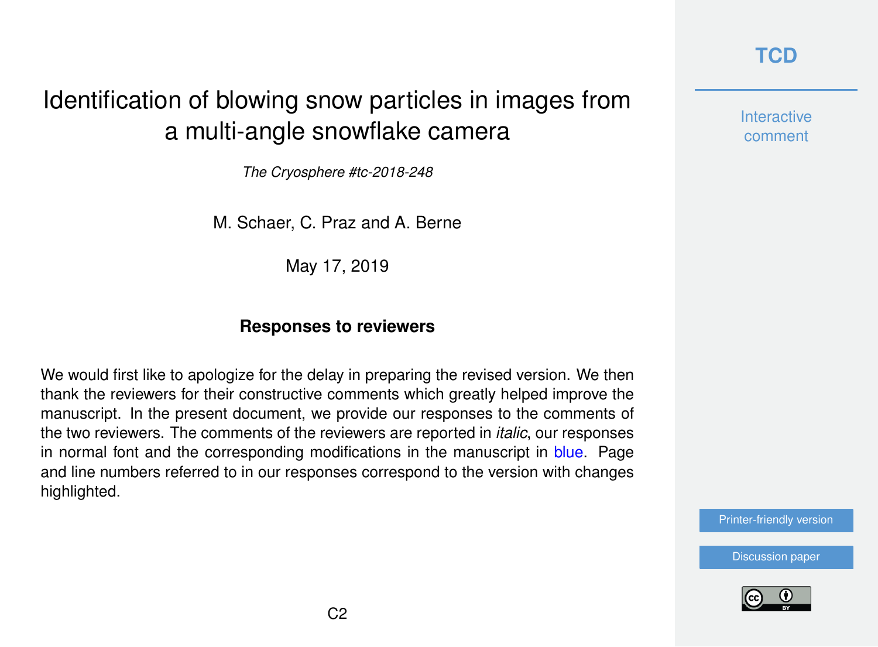# Identification of blowing snow particles in images from a multi-angle snowflake camera

*The Cryosphere #tc-2018-248*

M. Schaer, C. Praz and A. Berne

May 17, 2019

**Responses to reviewers**

We would first like to apologize for the delay in preparing the revised version. We then thank the reviewers for their constructive comments which greatly helped improve the manuscript. In the present document, we provide our responses to the comments of the two reviewers. The comments of the reviewers are reported in *italic*, our responses in normal font and the corresponding modifications in the manuscript in blue. Page and line numbers referred to in our responses correspond to the version with changes highlighted.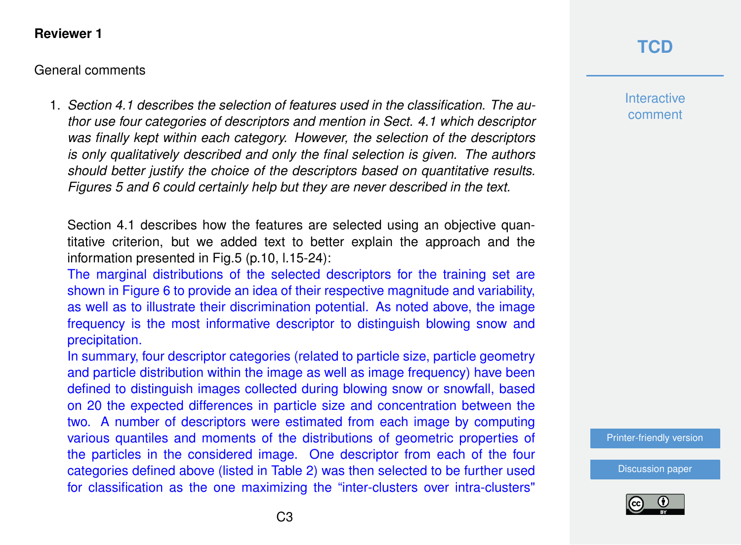**Reviewer 1**

General comments

1. *Section 4.1 describes the selection of features used in the classification. The author use four categories of descriptors and mention in Sect. 4.1 which descriptor was finally kept within each category. However, the selection of the descriptors is only qualitatively described and only the final selection is given. The authors should better justify the choice of the descriptors based on quantitative results. Figures 5 and 6 could certainly help but they are never described in the text.*

   Section 4.1 describes how the features are selected using an objective quantitative criterion, but we added text to better explain the approach and the information presented in Fig.5 (p.10, l.15-24):

   The marginal distributions of the selected descriptors for the training set are shown in Figure 6 to provide an idea of their respective magnitude and variability, as well as to illustrate their discrimination potential. As noted above, the image frequency is the most informative descriptor to distinguish blowing snow and precipitation.

   In summary, four descriptor categories (related to particle size, particle geometry and particle distribution within the image as well as image frequency) have been defined to distinguish images collected during blowing snow or snowfall, based on 20 the expected differences in particle size and concentration between the two. A number of descriptors were estimated from each image by computing various quantiles and moments of the distributions of geometric properties of the particles in the considered image. One descriptor from each of the four categories defined above (listed in Table 2) was then selected to be further used for classification as the one maximizing the "inter-clusters over intra-clusters"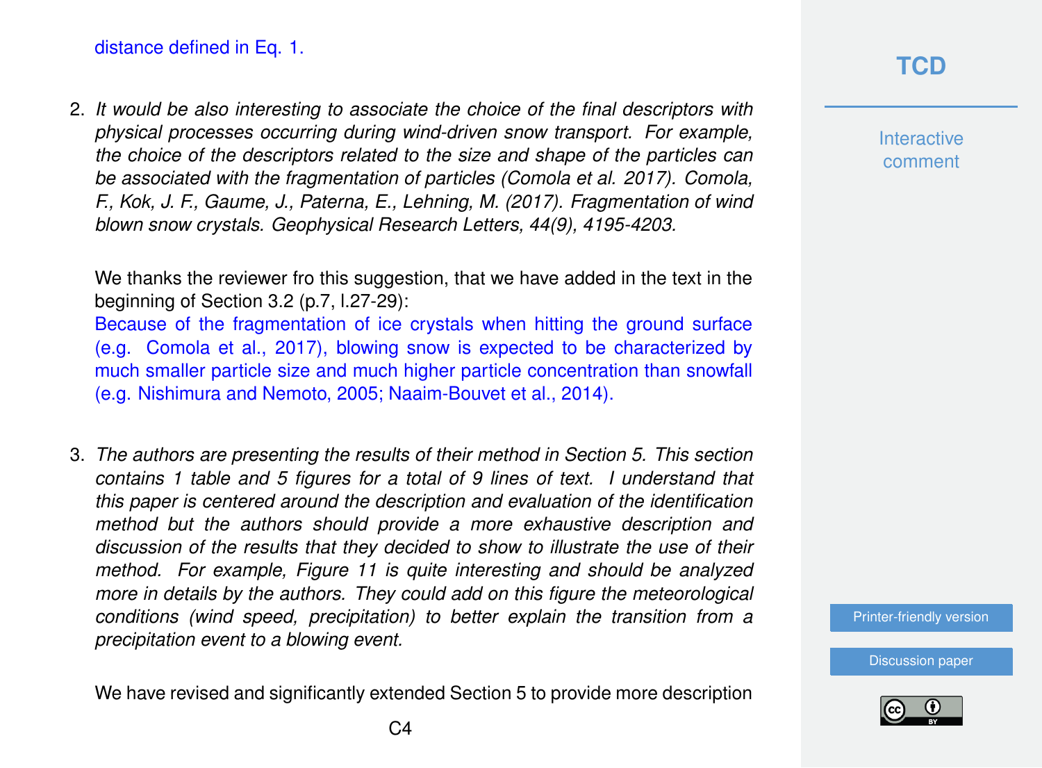distance defined in Eq. 1.

2. *It would be also interesting to associate the choice of the final descriptors with physical processes occurring during wind-driven snow transport. For example, the choice of the descriptors related to the size and shape of the particles can be associated with the fragmentation of particles (Comola et al. 2017). Comola, F., Kok, J. F., Gaume, J., Paterna, E., Lehning, M. (2017). Fragmentation of wind blown snow crystals. Geophysical Research Letters, 44(9), 4195-4203.*

   We thanks the reviewer fro this suggestion, that we have added in the text in the beginning of Section 3.2 (p.7, l.27-29):
   Because of the fragmentation of ice crystals when hitting the ground surface (e.g. Comola et al., 2017), blowing snow is expected to be characterized by much smaller particle size and much higher particle concentration than snowfall (e.g. Nishimura and Nemoto, 2005; Naaim-Bouvet et al., 2014).

3. *The authors are presenting the results of their method in Section 5. This section contains 1 table and 5 figures for a total of 9 lines of text. I understand that this paper is centered around the description and evaluation of the identification method but the authors should provide a more exhaustive description and discussion of the results that they decided to show to illustrate the use of their method. For example, Figure 11 is quite interesting and should be analyzed more in details by the authors. They could add on this figure the meteorological conditions (wind speed, precipitation) to better explain the transition from a precipitation event to a blowing event.*

   We have revised and significantly extended Section 5 to provide more description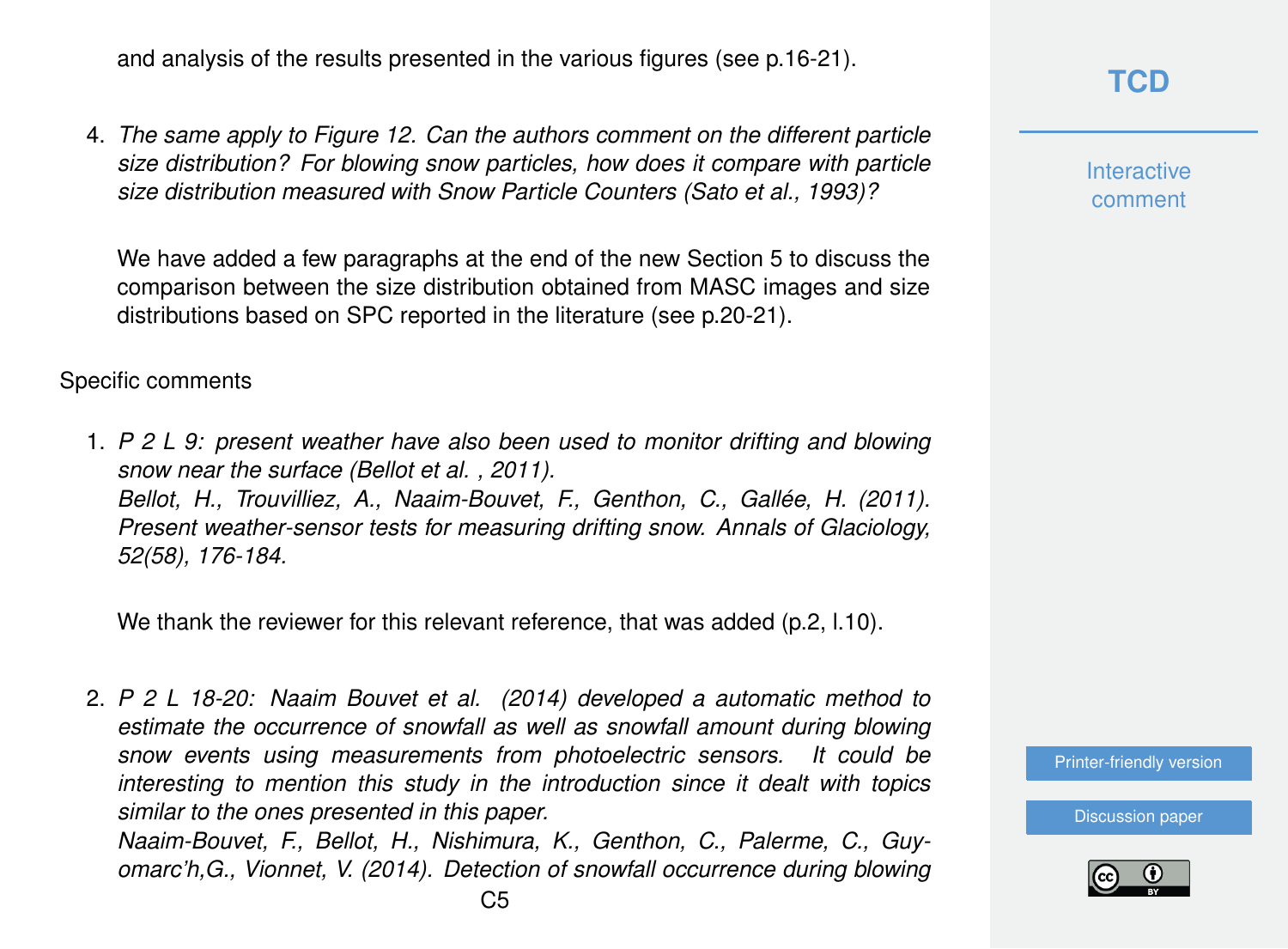and analysis of the results presented in the various figures (see p.16-21).

4. *The same apply to Figure 12. Can the authors comment on the different particle size distribution? For blowing snow particles, how does it compare with particle size distribution measured with Snow Particle Counters (Sato et al., 1993)?*

   We have added a few paragraphs at the end of the new Section 5 to discuss the comparison between the size distribution obtained from MASC images and size distributions based on SPC reported in the literature (see p.20-21).

Specific comments

1. *P 2 L 9: present weather have also been used to monitor drifting and blowing snow near the surface (Bellot et al. , 2011).*
   *Bellot, H., Trouvilliez, A., Naaim-Bouvet, F., Genthon, C., Gallée, H. (2011). Present weather-sensor tests for measuring drifting snow. Annals of Glaciology, 52(58), 176-184.*

   We thank the reviewer for this relevant reference, that was added (p.2, l.10).

2. *P 2 L 18-20: Naaim Bouvet et al. (2014) developed a automatic method to estimate the occurrence of snowfall as well as snowfall amount during blowing snow events using measurements from photoelectric sensors. It could be interesting to mention this study in the introduction since it dealt with topics similar to the ones presented in this paper.*
   *Naaim-Bouvet, F., Bellot, H., Nishimura, K., Genthon, C., Palerme, C., Guyomarc'h,G., Vionnet, V. (2014). Detection of snowfall occurrence during blowing*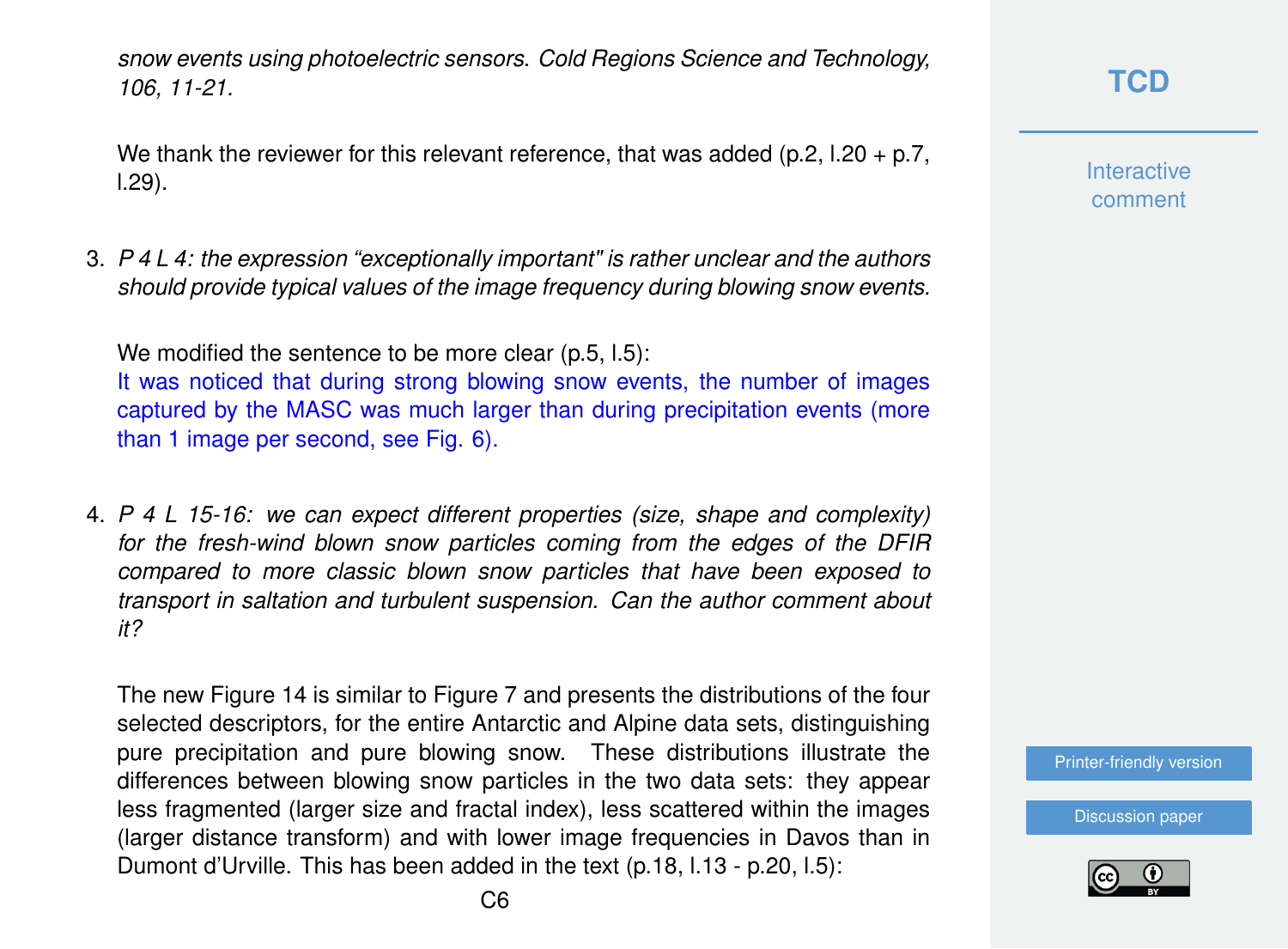*snow events using photoelectric sensors. Cold Regions Science and Technology, 106, 11-21.*

We thank the reviewer for this relevant reference, that was added (p.2, l.20 + p.7, l.29).

3. *P 4 L 4: the expression "exceptionally important" is rather unclear and the authors should provide typical values of the image frequency during blowing snow events.*

   We modified the sentence to be more clear (p.5, l.5):
   It was noticed that during strong blowing snow events, the number of images captured by the MASC was much larger than during precipitation events (more than 1 image per second, see Fig. 6).

4. *P 4 L 15-16: we can expect different properties (size, shape and complexity) for the fresh-wind blown snow particles coming from the edges of the DFIR compared to more classic blown snow particles that have been exposed to transport in saltation and turbulent suspension. Can the author comment about it?*

   The new Figure 14 is similar to Figure 7 and presents the distributions of the four selected descriptors, for the entire Antarctic and Alpine data sets, distinguishing pure precipitation and pure blowing snow. These distributions illustrate the differences between blowing snow particles in the two data sets: they appear less fragmented (larger size and fractal index), less scattered within the images (larger distance transform) and with lower image frequencies in Davos than in Dumont d'Urville. This has been added in the text (p.18, l.13 - p.20, l.5):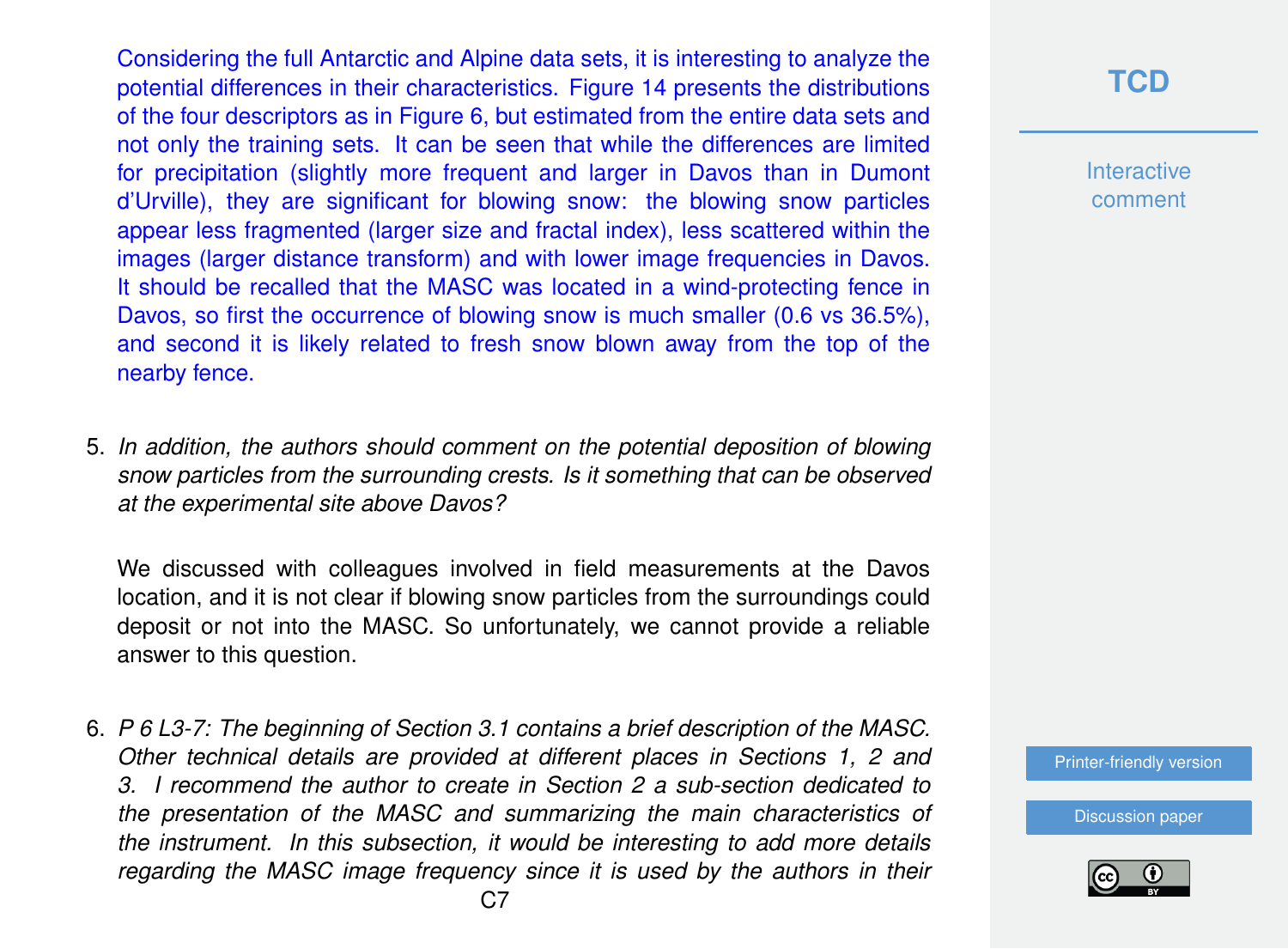Considering the full Antarctic and Alpine data sets, it is interesting to analyze the potential differences in their characteristics. Figure 14 presents the distributions of the four descriptors as in Figure 6, but estimated from the entire data sets and not only the training sets. It can be seen that while the differences are limited for precipitation (slightly more frequent and larger in Davos than in Dumont d'Urville), they are significant for blowing snow: the blowing snow particles appear less fragmented (larger size and fractal index), less scattered within the images (larger distance transform) and with lower image frequencies in Davos. It should be recalled that the MASC was located in a wind-protecting fence in Davos, so first the occurrence of blowing snow is much smaller (0.6 vs 36.5%), and second it is likely related to fresh snow blown away from the top of the nearby fence.

5. *In addition, the authors should comment on the potential deposition of blowing snow particles from the surrounding crests. Is it something that can be observed at the experimental site above Davos?*

   We discussed with colleagues involved in field measurements at the Davos location, and it is not clear if blowing snow particles from the surroundings could deposit or not into the MASC. So unfortunately, we cannot provide a reliable answer to this question.

6. *P 6 L3-7: The beginning of Section 3.1 contains a brief description of the MASC. Other technical details are provided at different places in Sections 1, 2 and 3. I recommend the author to create in Section 2 a sub-section dedicated to the presentation of the MASC and summarizing the main characteristics of the instrument. In this subsection, it would be interesting to add more details regarding the MASC image frequency since it is used by the authors in their*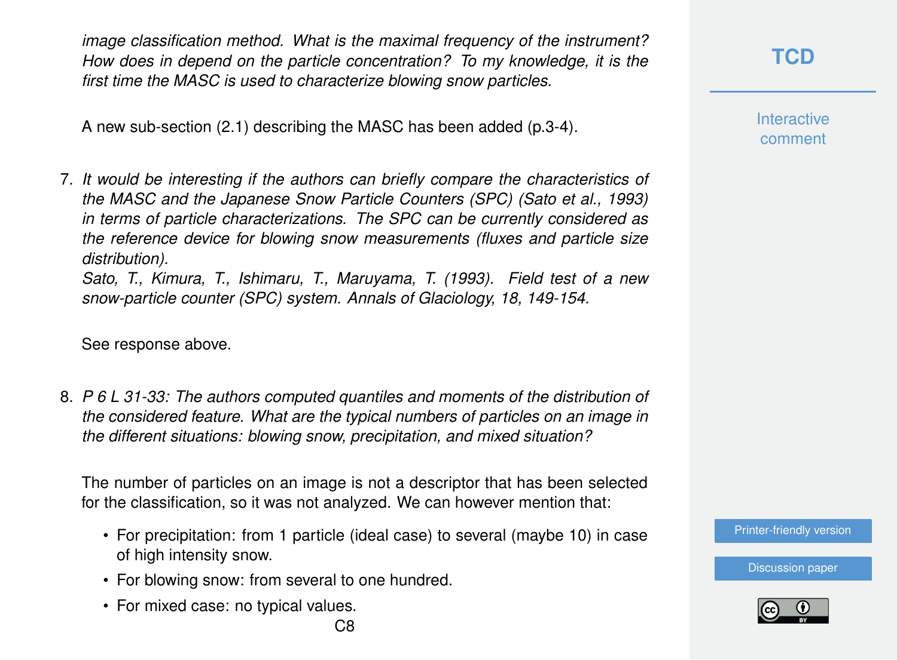*image classification method. What is the maximal frequency of the instrument? How does in depend on the particle concentration? To my knowledge, it is the first time the MASC is used to characterize blowing snow particles.*

A new sub-section (2.1) describing the MASC has been added (p.3-4).

7. *It would be interesting if the authors can briefly compare the characteristics of the MASC and the Japanese Snow Particle Counters (SPC) (Sato et al., 1993) in terms of particle characterizations. The SPC can be currently considered as the reference device for blowing snow measurements (fluxes and particle size distribution).*
   *Sato, T., Kimura, T., Ishimaru, T., Maruyama, T. (1993). Field test of a new snow-particle counter (SPC) system. Annals of Glaciology, 18, 149-154.*

   See response above.

8. *P 6 L 31-33: The authors computed quantiles and moments of the distribution of the considered feature. What are the typical numbers of particles on an image in the different situations: blowing snow, precipitation, and mixed situation?*

   The number of particles on an image is not a descriptor that has been selected for the classification, so it was not analyzed. We can however mention that:

   - For precipitation: from 1 particle (ideal case) to several (maybe 10) in case of high intensity snow.
   - For blowing snow: from several to one hundred.
   - For mixed case: no typical values.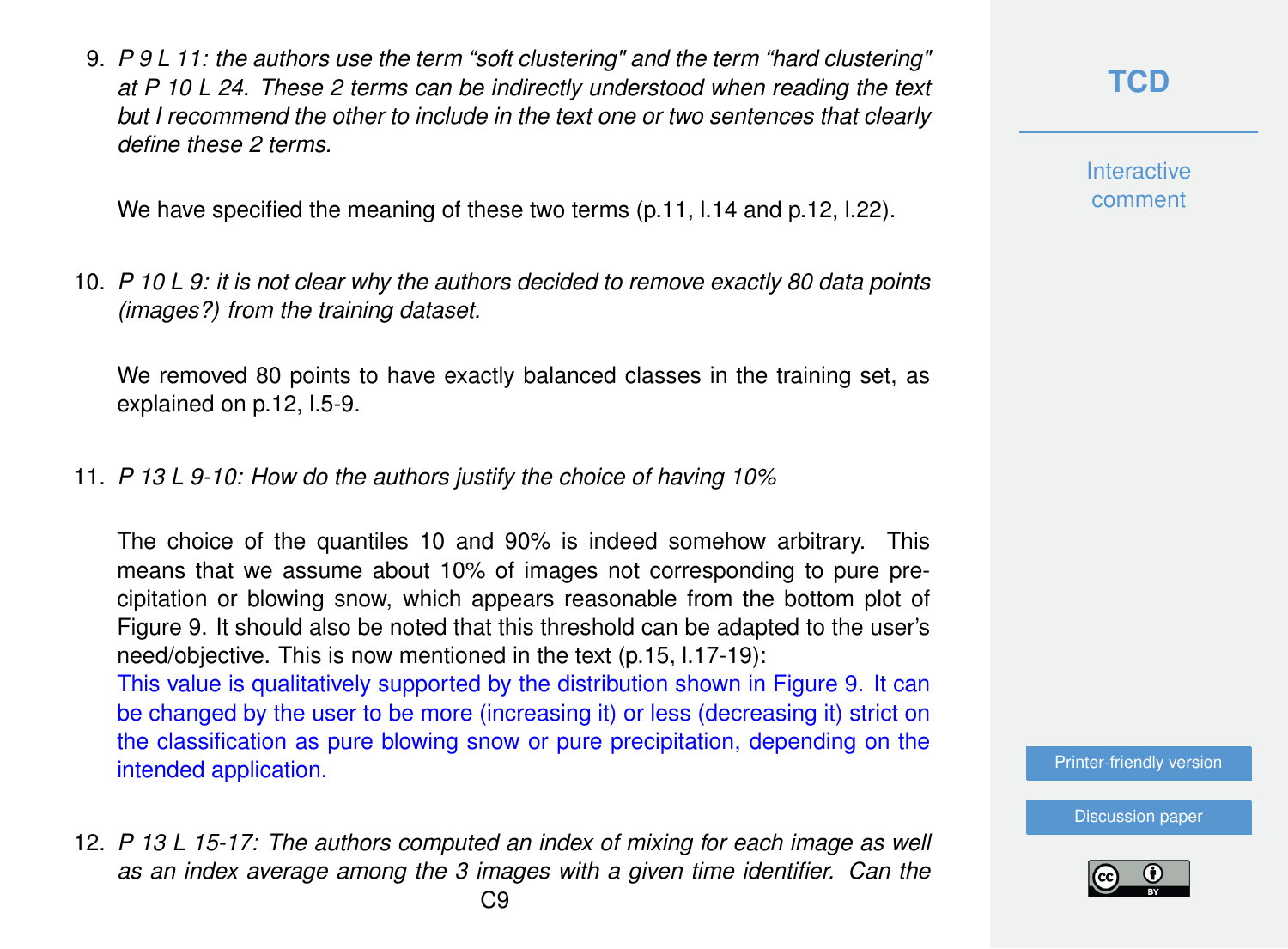9. *P 9 L 11: the authors use the term "soft clustering" and the term "hard clustering" at P 10 L 24. These 2 terms can be indirectly understood when reading the text but I recommend the other to include in the text one or two sentences that clearly define these 2 terms.*

   We have specified the meaning of these two terms (p.11, l.14 and p.12, l.22).

10. *P 10 L 9: it is not clear why the authors decided to remove exactly 80 data points (images?) from the training dataset.*

    We removed 80 points to have exactly balanced classes in the training set, as explained on p.12, l.5-9.

11. *P 13 L 9-10: How do the authors justify the choice of having 10%*

    The choice of the quantiles 10 and 90% is indeed somehow arbitrary. This means that we assume about 10% of images not corresponding to pure precipitation or blowing snow, which appears reasonable from the bottom plot of Figure 9. It should also be noted that this threshold can be adapted to the user's need/objective. This is now mentioned in the text (p.15, l.17-19):
    This value is qualitatively supported by the distribution shown in Figure 9. It can be changed by the user to be more (increasing it) or less (decreasing it) strict on the classification as pure blowing snow or pure precipitation, depending on the intended application.

12. *P 13 L 15-17: The authors computed an index of mixing for each image as well as an index average among the 3 images with a given time identifier. Can the*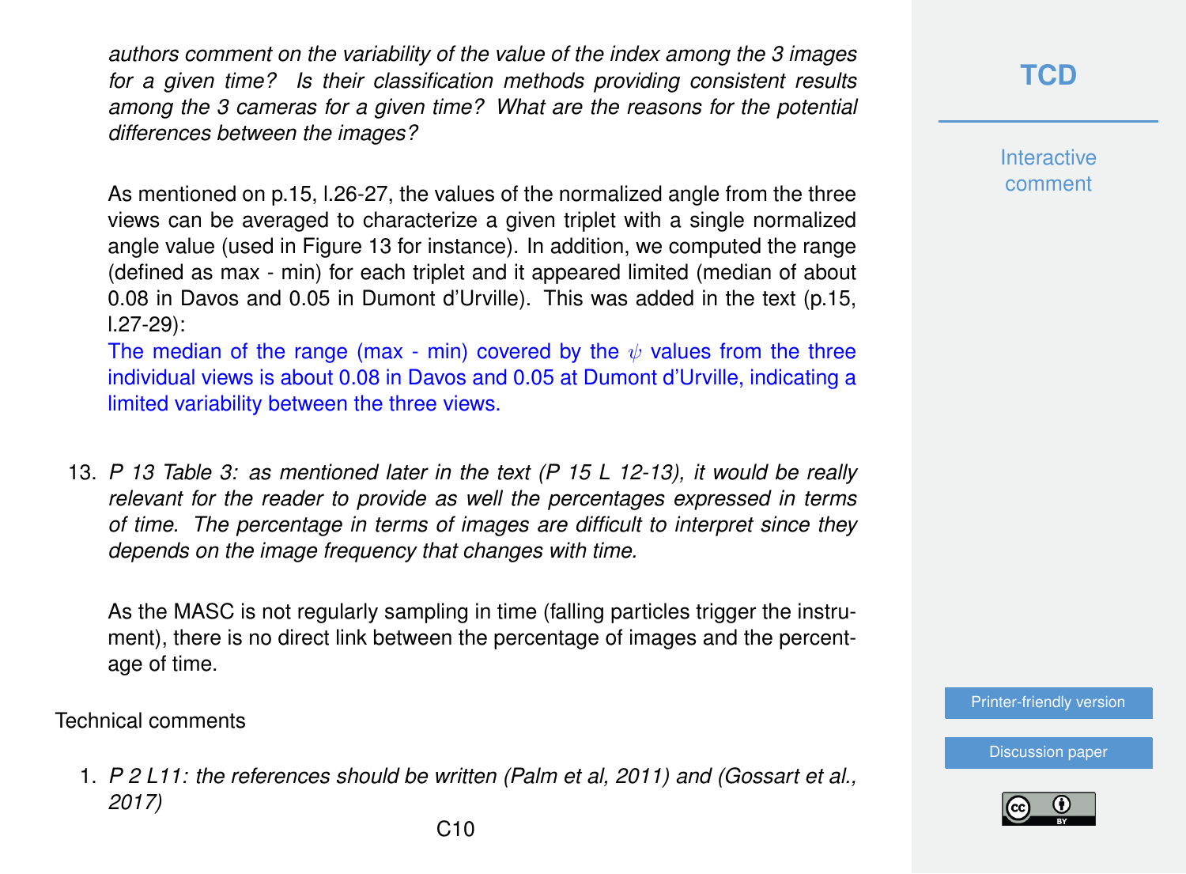*authors comment on the variability of the value of the index among the 3 images for a given time? Is their classification methods providing consistent results among the 3 cameras for a given time? What are the reasons for the potential differences between the images?*

As mentioned on p.15, l.26-27, the values of the normalized angle from the three views can be averaged to characterize a given triplet with a single normalized angle value (used in Figure 13 for instance). In addition, we computed the range (defined as max - min) for each triplet and it appeared limited (median of about 0.08 in Davos and 0.05 in Dumont d'Urville). This was added in the text (p.15, l.27-29):

The median of the range (max - min) covered by the $\psi$ values from the three individual views is about 0.08 in Davos and 0.05 at Dumont d'Urville, indicating a limited variability between the three views.

13. *P 13 Table 3: as mentioned later in the text (P 15 L 12-13), it would be really relevant for the reader to provide as well the percentages expressed in terms of time. The percentage in terms of images are difficult to interpret since they depends on the image frequency that changes with time.*

    As the MASC is not regularly sampling in time (falling particles trigger the instrument), there is no direct link between the percentage of images and the percentage of time.

Technical comments

1. *P 2 L11: the references should be written (Palm et al, 2011) and (Gossart et al., 2017)*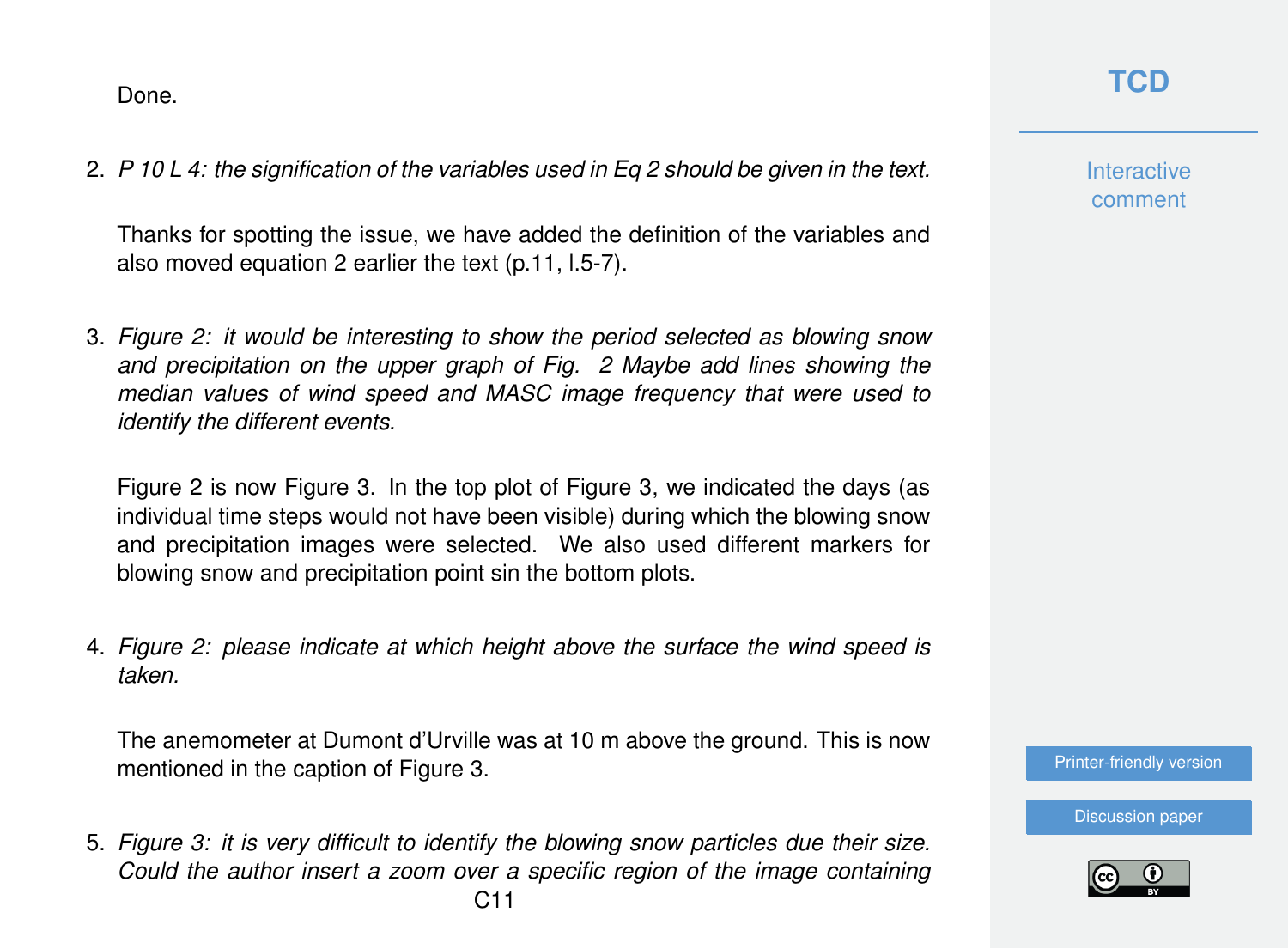Done.

2. *P 10 L 4: the signification of the variables used in Eq 2 should be given in the text.*

   Thanks for spotting the issue, we have added the definition of the variables and also moved equation 2 earlier the text (p.11, l.5-7).

3. *Figure 2: it would be interesting to show the period selected as blowing snow and precipitation on the upper graph of Fig. 2 Maybe add lines showing the median values of wind speed and MASC image frequency that were used to identify the different events.*

   Figure 2 is now Figure 3. In the top plot of Figure 3, we indicated the days (as individual time steps would not have been visible) during which the blowing snow and precipitation images were selected. We also used different markers for blowing snow and precipitation point sin the bottom plots.

4. *Figure 2: please indicate at which height above the surface the wind speed is taken.*

   The anemometer at Dumont d'Urville was at 10 m above the ground. This is now mentioned in the caption of Figure 3.

5. *Figure 3: it is very difficult to identify the blowing snow particles due their size. Could the author insert a zoom over a specific region of the image containing*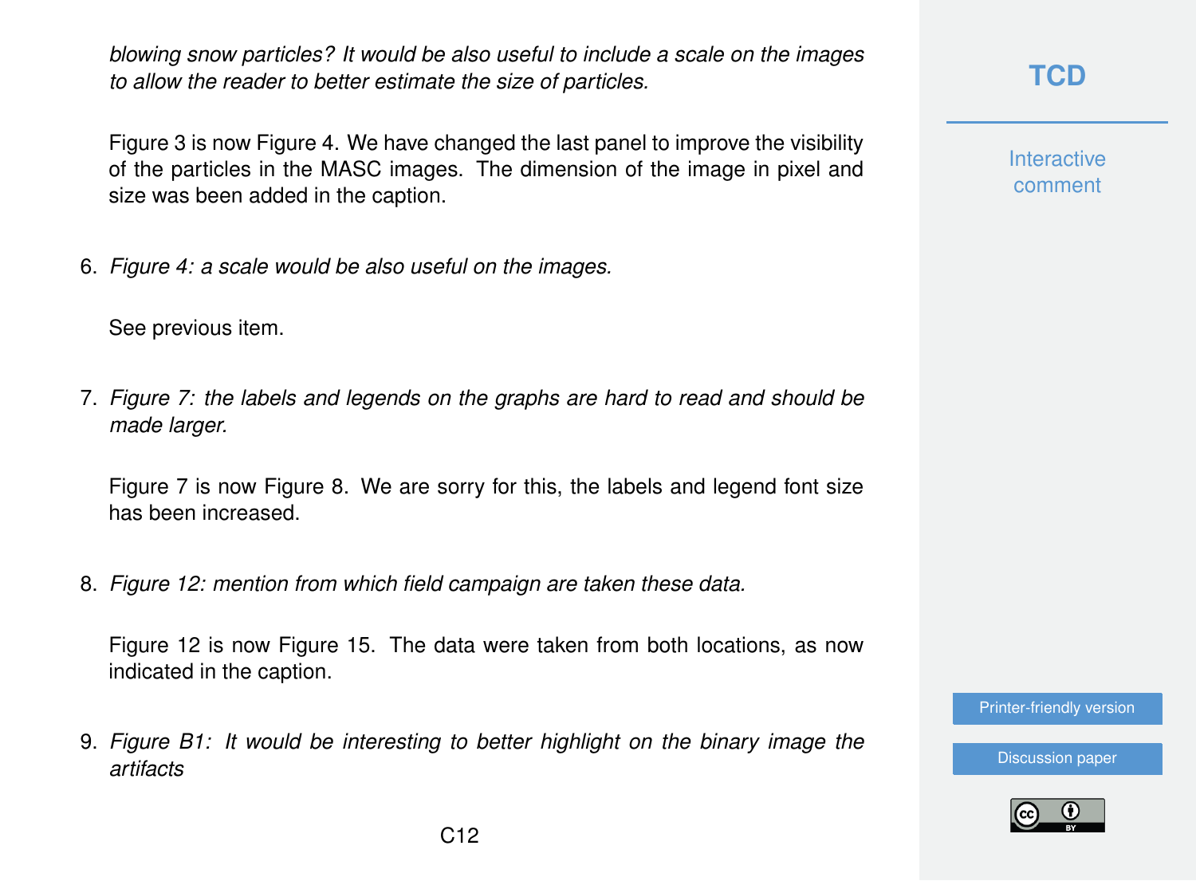*blowing snow particles? It would be also useful to include a scale on the images to allow the reader to better estimate the size of particles.*

Figure 3 is now Figure 4. We have changed the last panel to improve the visibility of the particles in the MASC images. The dimension of the image in pixel and size was been added in the caption.

6. *Figure 4: a scale would be also useful on the images.*

   See previous item.

7. *Figure 7: the labels and legends on the graphs are hard to read and should be made larger.*

   Figure 7 is now Figure 8. We are sorry for this, the labels and legend font size has been increased.

8. *Figure 12: mention from which field campaign are taken these data.*

   Figure 12 is now Figure 15. The data were taken from both locations, as now indicated in the caption.

9. *Figure B1: It would be interesting to better highlight on the binary image the artifacts*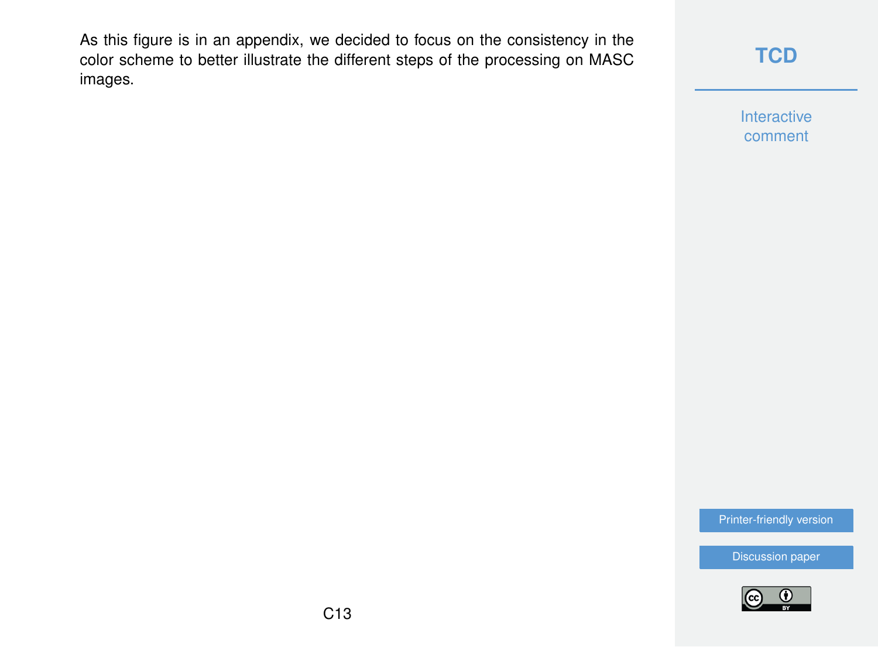As this figure is in an appendix, we decided to focus on the consistency in the color scheme to better illustrate the different steps of the processing on MASC images.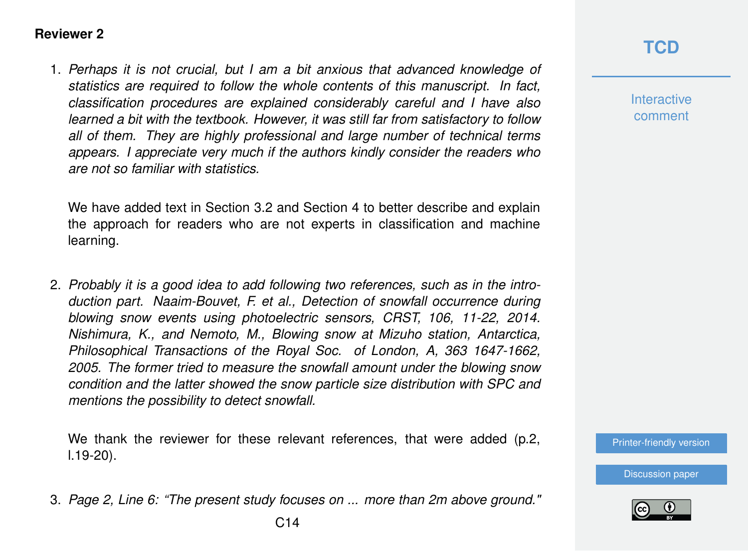**Reviewer 2**

1. *Perhaps it is not crucial, but I am a bit anxious that advanced knowledge of statistics are required to follow the whole contents of this manuscript. In fact, classification procedures are explained considerably careful and I have also learned a bit with the textbook. However, it was still far from satisfactory to follow all of them. They are highly professional and large number of technical terms appears. I appreciate very much if the authors kindly consider the readers who are not so familiar with statistics.*

   We have added text in Section 3.2 and Section 4 to better describe and explain the approach for readers who are not experts in classification and machine learning.

2. *Probably it is a good idea to add following two references, such as in the introduction part. Naaim-Bouvet, F. et al., Detection of snowfall occurrence during blowing snow events using photoelectric sensors, CRST, 106, 11-22, 2014. Nishimura, K., and Nemoto, M., Blowing snow at Mizuho station, Antarctica, Philosophical Transactions of the Royal Soc. of London, A, 363 1647-1662, 2005. The former tried to measure the snowfall amount under the blowing snow condition and the latter showed the snow particle size distribution with SPC and mentions the possibility to detect snowfall.*

   We thank the reviewer for these relevant references, that were added (p.2, l.19-20).

3. *Page 2, Line 6: "The present study focuses on ... more than 2m above ground."*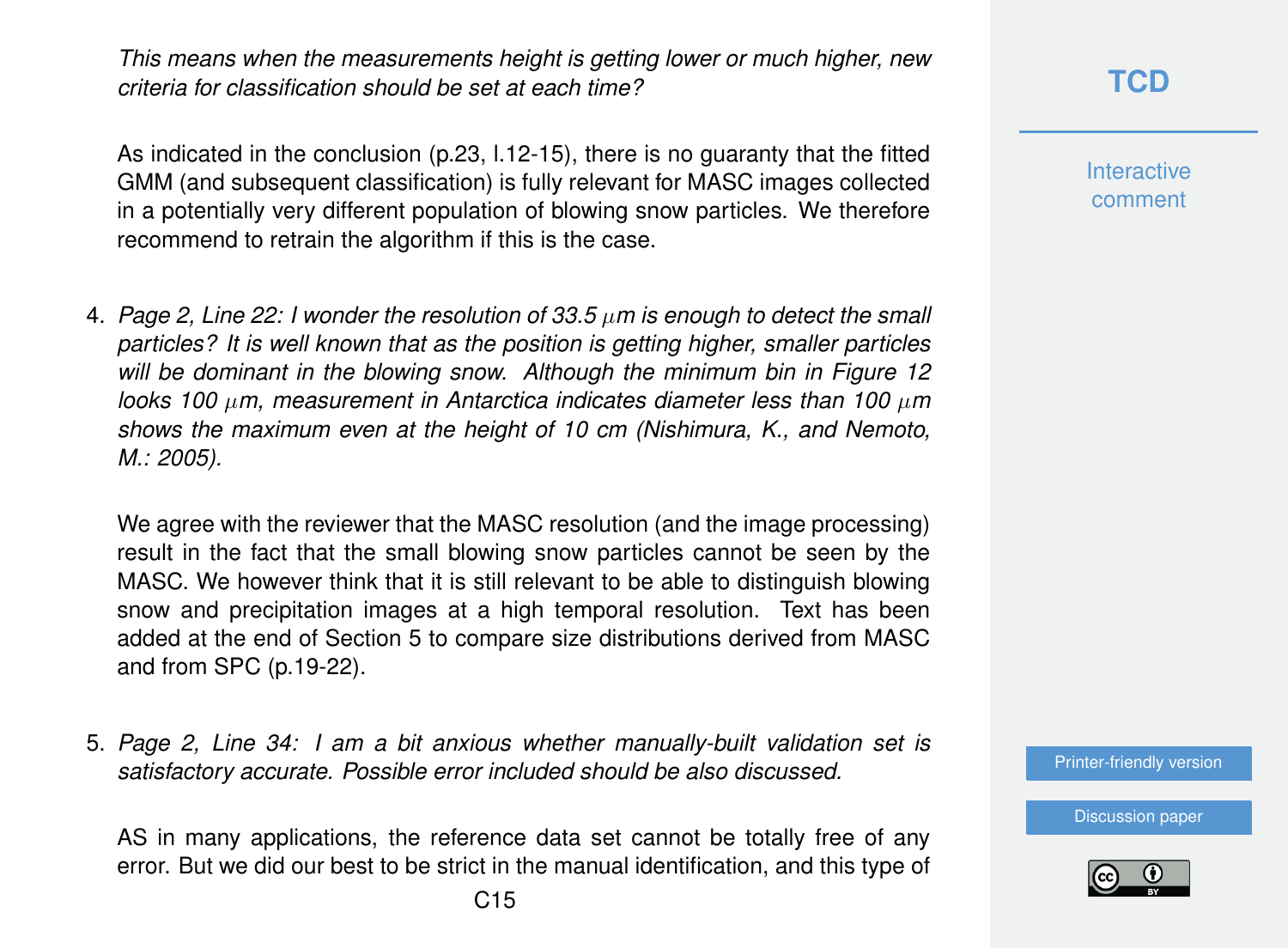*This means when the measurements height is getting lower or much higher, new criteria for classification should be set at each time?*

As indicated in the conclusion (p.23, l.12-15), there is no guaranty that the fitted GMM (and subsequent classification) is fully relevant for MASC images collected in a potentially very different population of blowing snow particles. We therefore recommend to retrain the algorithm if this is the case.

4. *Page 2, Line 22: I wonder the resolution of 33.5 $\mu$m is enough to detect the small particles? It is well known that as the position is getting higher, smaller particles will be dominant in the blowing snow. Although the minimum bin in Figure 12 looks 100 $\mu$m, measurement in Antarctica indicates diameter less than 100 $\mu$m shows the maximum even at the height of 10 cm (Nishimura, K., and Nemoto, M.: 2005).*

   We agree with the reviewer that the MASC resolution (and the image processing) result in the fact that the small blowing snow particles cannot be seen by the MASC. We however think that it is still relevant to be able to distinguish blowing snow and precipitation images at a high temporal resolution. Text has been added at the end of Section 5 to compare size distributions derived from MASC and from SPC (p.19-22).

5. *Page 2, Line 34: I am a bit anxious whether manually-built validation set is satisfactory accurate. Possible error included should be also discussed.*

   AS in many applications, the reference data set cannot be totally free of any error. But we did our best to be strict in the manual identification, and this type of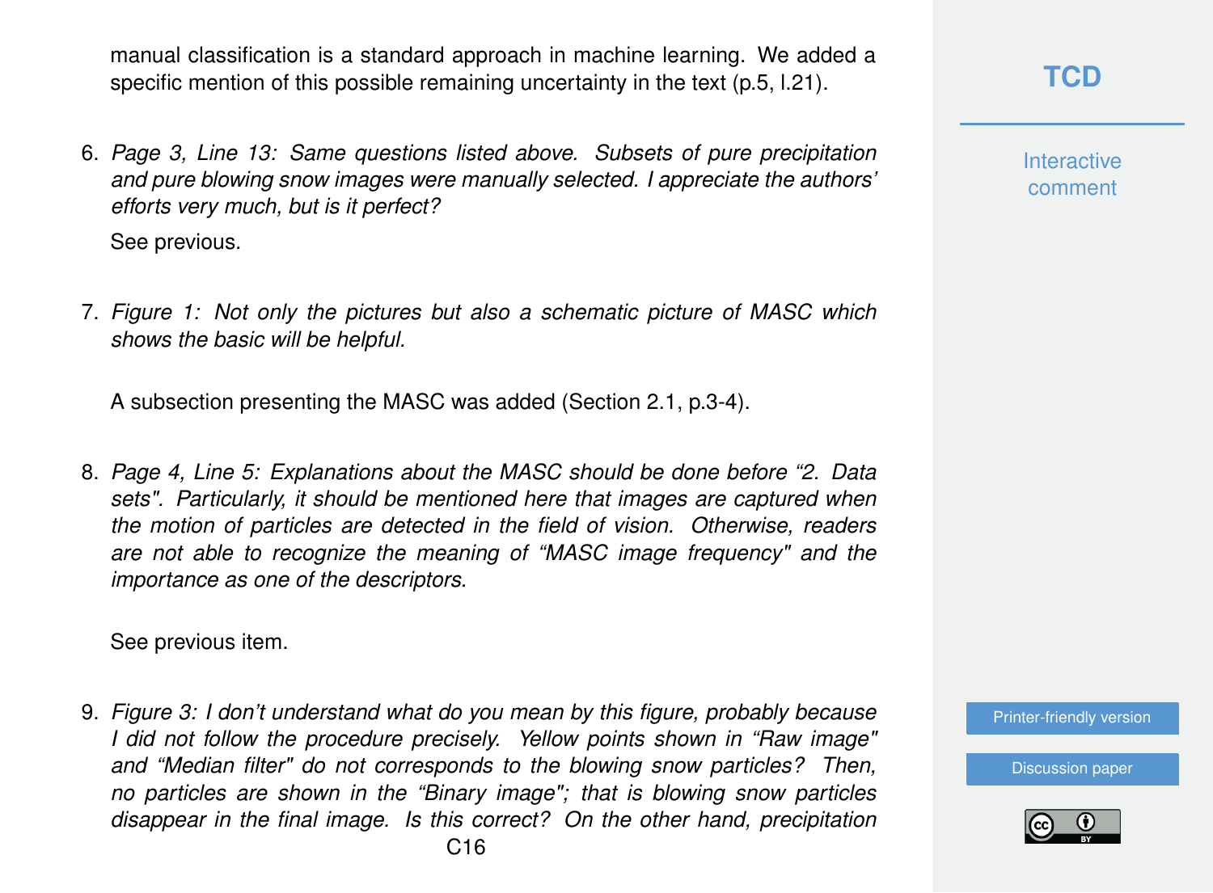manual classification is a standard approach in machine learning. We added a specific mention of this possible remaining uncertainty in the text (p.5, l.21).

6. *Page 3, Line 13: Same questions listed above. Subsets of pure precipitation and pure blowing snow images were manually selected. I appreciate the authors' efforts very much, but is it perfect?*

   See previous.

7. *Figure 1: Not only the pictures but also a schematic picture of MASC which shows the basic will be helpful.*

   A subsection presenting the MASC was added (Section 2.1, p.3-4).

8. *Page 4, Line 5: Explanations about the MASC should be done before "2. Data sets". Particularly, it should be mentioned here that images are captured when the motion of particles are detected in the field of vision. Otherwise, readers are not able to recognize the meaning of "MASC image frequency" and the importance as one of the descriptors.*

   See previous item.

9. *Figure 3: I don't understand what do you mean by this figure, probably because I did not follow the procedure precisely. Yellow points shown in "Raw image" and "Median filter" do not corresponds to the blowing snow particles? Then, no particles are shown in the "Binary image"; that is blowing snow particles disappear in the final image. Is this correct? On the other hand, precipitation*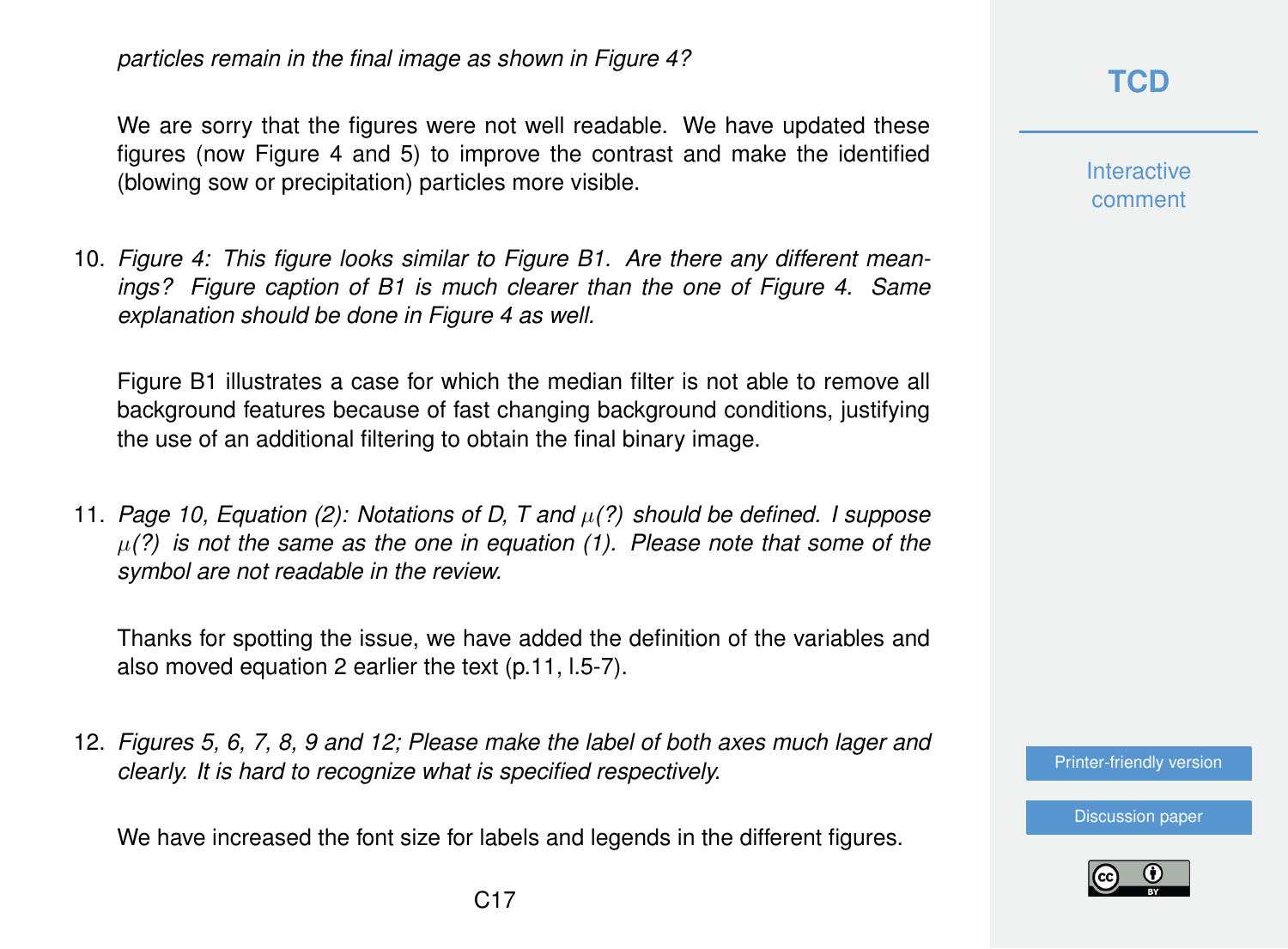*particles remain in the final image as shown in Figure 4?*

We are sorry that the figures were not well readable. We have updated these figures (now Figure 4 and 5) to improve the contrast and make the identified (blowing sow or precipitation) particles more visible.

10. *Figure 4: This figure looks similar to Figure B1. Are there any different meanings? Figure caption of B1 is much clearer than the one of Figure 4. Same explanation should be done in Figure 4 as well.*

    Figure B1 illustrates a case for which the median filter is not able to remove all background features because of fast changing background conditions, justifying the use of an additional filtering to obtain the final binary image.

11. *Page 10, Equation (2): Notations of D, T and $\mu$(?) should be defined. I suppose $\mu$(?) is not the same as the one in equation (1). Please note that some of the symbol are not readable in the review.*

    Thanks for spotting the issue, we have added the definition of the variables and also moved equation 2 earlier the text (p.11, l.5-7).

12. *Figures 5, 6, 7, 8, 9 and 12; Please make the label of both axes much lager and clearly. It is hard to recognize what is specified respectively.*

    We have increased the font size for labels and legends in the different figures.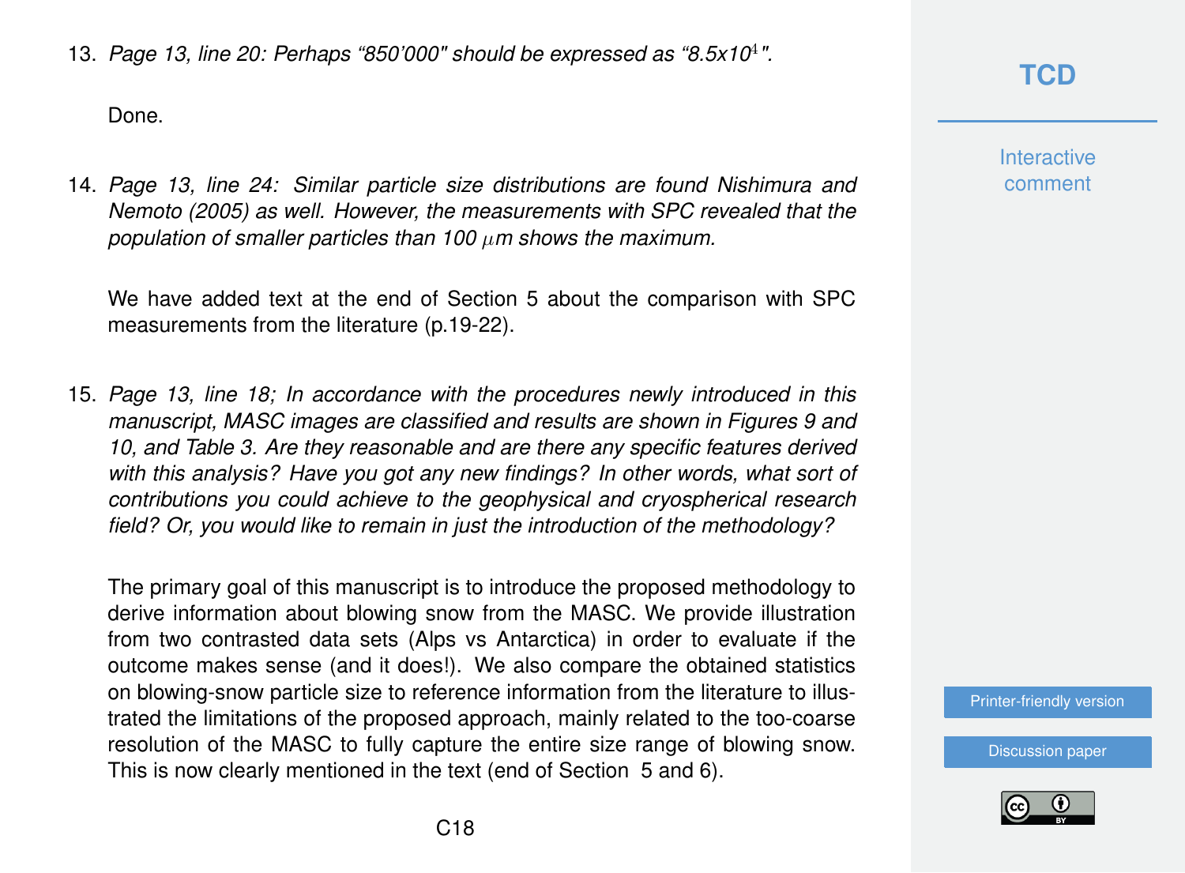13. *Page 13, line 20: Perhaps "850'000" should be expressed as "8.5x$10^4$".*

    Done.

14. *Page 13, line 24: Similar particle size distributions are found Nishimura and Nemoto (2005) as well. However, the measurements with SPC revealed that the population of smaller particles than 100 $\mu$m shows the maximum.*

    We have added text at the end of Section 5 about the comparison with SPC measurements from the literature (p.19-22).

15. *Page 13, line 18; In accordance with the procedures newly introduced in this manuscript, MASC images are classified and results are shown in Figures 9 and 10, and Table 3. Are they reasonable and are there any specific features derived with this analysis? Have you got any new findings? In other words, what sort of contributions you could achieve to the geophysical and cryospherical research field? Or, you would like to remain in just the introduction of the methodology?*

    The primary goal of this manuscript is to introduce the proposed methodology to derive information about blowing snow from the MASC. We provide illustration from two contrasted data sets (Alps vs Antarctica) in order to evaluate if the outcome makes sense (and it does!). We also compare the obtained statistics on blowing-snow particle size to reference information from the literature to illustrated the limitations of the proposed approach, mainly related to the too-coarse resolution of the MASC to fully capture the entire size range of blowing snow. This is now clearly mentioned in the text (end of Section 5 and 6).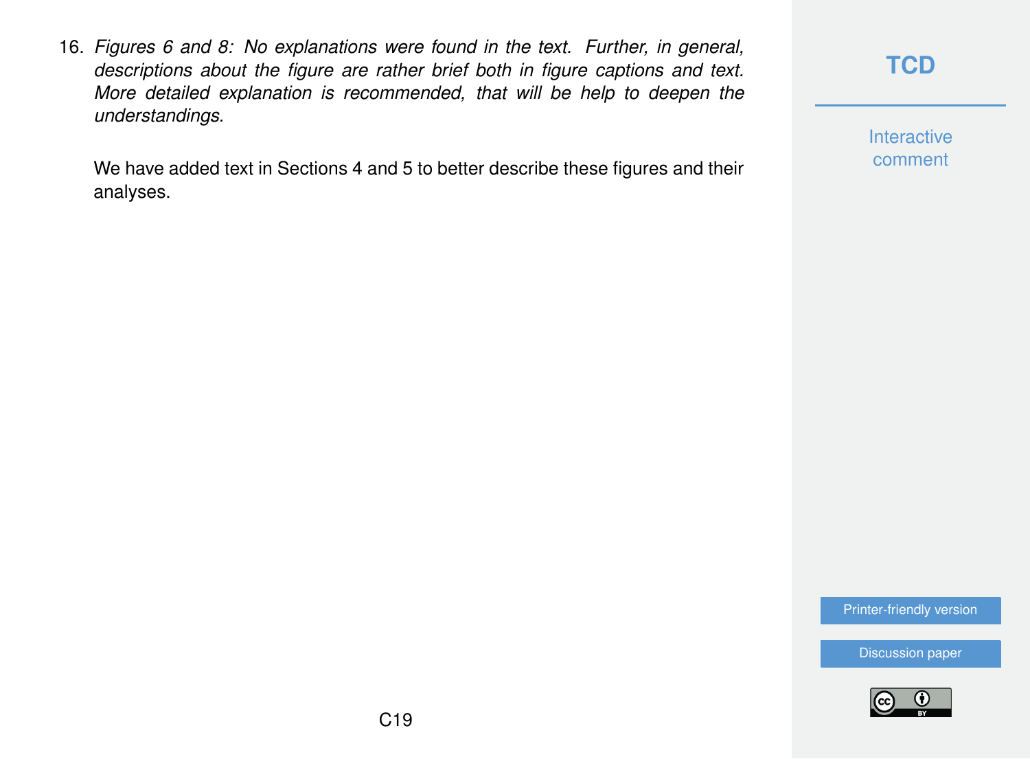16. *Figures 6 and 8: No explanations were found in the text. Further, in general, descriptions about the figure are rather brief both in figure captions and text. More detailed explanation is recommended, that will be help to deepen the understandings.*

    We have added text in Sections 4 and 5 to better describe these figures and their analyses.